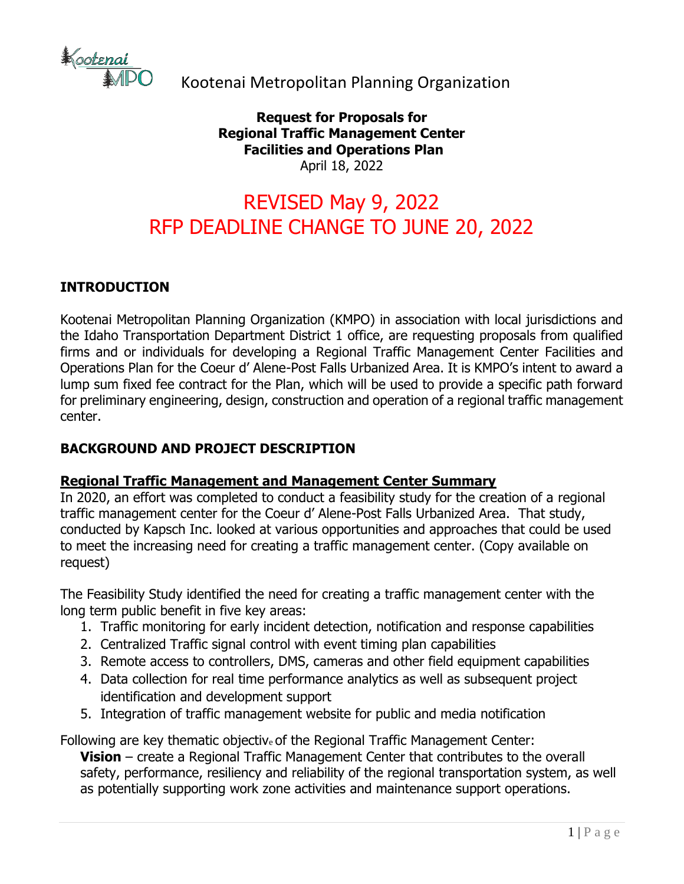Kootenai Metropolitan Planning Organization

**Request for Proposals for**
**Regional Traffic Management Center**
**Facilities and Operations Plan**
April 18, 2022

# REVISED May 9, 2022
# RFP DEADLINE CHANGE TO JUNE 20, 2022

## INTRODUCTION

Kootenai Metropolitan Planning Organization (KMPO) in association with local jurisdictions and the Idaho Transportation Department District 1 office, are requesting proposals from qualified firms and or individuals for developing a Regional Traffic Management Center Facilities and Operations Plan for the Coeur d' Alene-Post Falls Urbanized Area. It is KMPO's intent to award a lump sum fixed fee contract for the Plan, which will be used to provide a specific path forward for preliminary engineering, design, construction and operation of a regional traffic management center.

## BACKGROUND AND PROJECT DESCRIPTION

### Regional Traffic Management and Management Center Summary

In 2020, an effort was completed to conduct a feasibility study for the creation of a regional traffic management center for the Coeur d' Alene-Post Falls Urbanized Area. That study, conducted by Kapsch Inc. looked at various opportunities and approaches that could be used to meet the increasing need for creating a traffic management center. (Copy available on request)

The Feasibility Study identified the need for creating a traffic management center with the long term public benefit in five key areas:

1. Traffic monitoring for early incident detection, notification and response capabilities
2. Centralized Traffic signal control with event timing plan capabilities
3. Remote access to controllers, DMS, cameras and other field equipment capabilities
4. Data collection for real time performance analytics as well as subsequent project identification and development support
5. Integration of traffic management website for public and media notification

Following are key thematic objective of the Regional Traffic Management Center:

**Vision** – create a Regional Traffic Management Center that contributes to the overall safety, performance, resiliency and reliability of the regional transportation system, as well as potentially supporting work zone activities and maintenance support operations.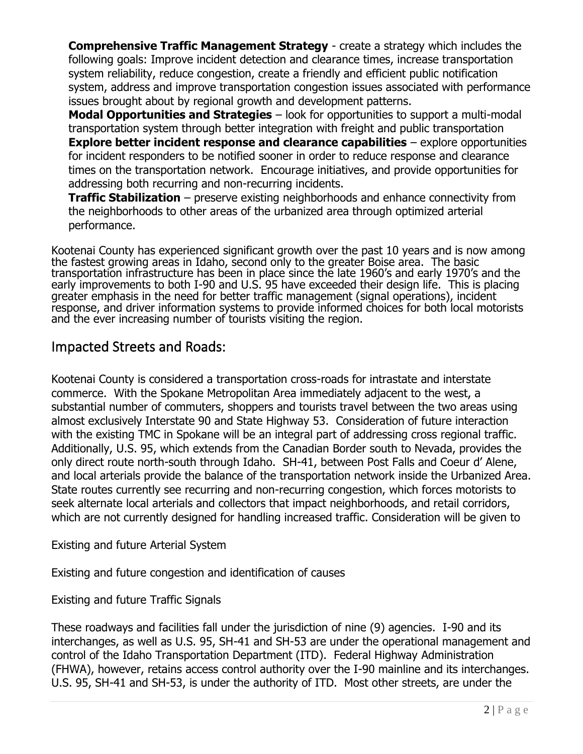**Comprehensive Traffic Management Strategy** - create a strategy which includes the following goals: Improve incident detection and clearance times, increase transportation system reliability, reduce congestion, create a friendly and efficient public notification system, address and improve transportation congestion issues associated with performance issues brought about by regional growth and development patterns.

**Modal Opportunities and Strategies** – look for opportunities to support a multi-modal transportation system through better integration with freight and public transportation

**Explore better incident response and clearance capabilities** – explore opportunities for incident responders to be notified sooner in order to reduce response and clearance times on the transportation network. Encourage initiatives, and provide opportunities for addressing both recurring and non-recurring incidents.

**Traffic Stabilization** – preserve existing neighborhoods and enhance connectivity from the neighborhoods to other areas of the urbanized area through optimized arterial performance.

Kootenai County has experienced significant growth over the past 10 years and is now among the fastest growing areas in Idaho, second only to the greater Boise area. The basic transportation infrastructure has been in place since the late 1960's and early 1970's and the early improvements to both I-90 and U.S. 95 have exceeded their design life. This is placing greater emphasis in the need for better traffic management (signal operations), incident response, and driver information systems to provide informed choices for both local motorists and the ever increasing number of tourists visiting the region.

## Impacted Streets and Roads:

Kootenai County is considered a transportation cross-roads for intrastate and interstate commerce. With the Spokane Metropolitan Area immediately adjacent to the west, a substantial number of commuters, shoppers and tourists travel between the two areas using almost exclusively Interstate 90 and State Highway 53. Consideration of future interaction with the existing TMC in Spokane will be an integral part of addressing cross regional traffic. Additionally, U.S. 95, which extends from the Canadian Border south to Nevada, provides the only direct route north-south through Idaho. SH-41, between Post Falls and Coeur d' Alene, and local arterials provide the balance of the transportation network inside the Urbanized Area. State routes currently see recurring and non-recurring congestion, which forces motorists to seek alternate local arterials and collectors that impact neighborhoods, and retail corridors, which are not currently designed for handling increased traffic. Consideration will be given to

Existing and future Arterial System

Existing and future congestion and identification of causes

Existing and future Traffic Signals

These roadways and facilities fall under the jurisdiction of nine (9) agencies. I-90 and its interchanges, as well as U.S. 95, SH-41 and SH-53 are under the operational management and control of the Idaho Transportation Department (ITD). Federal Highway Administration (FHWA), however, retains access control authority over the I-90 mainline and its interchanges. U.S. 95, SH-41 and SH-53, is under the authority of ITD. Most other streets, are under the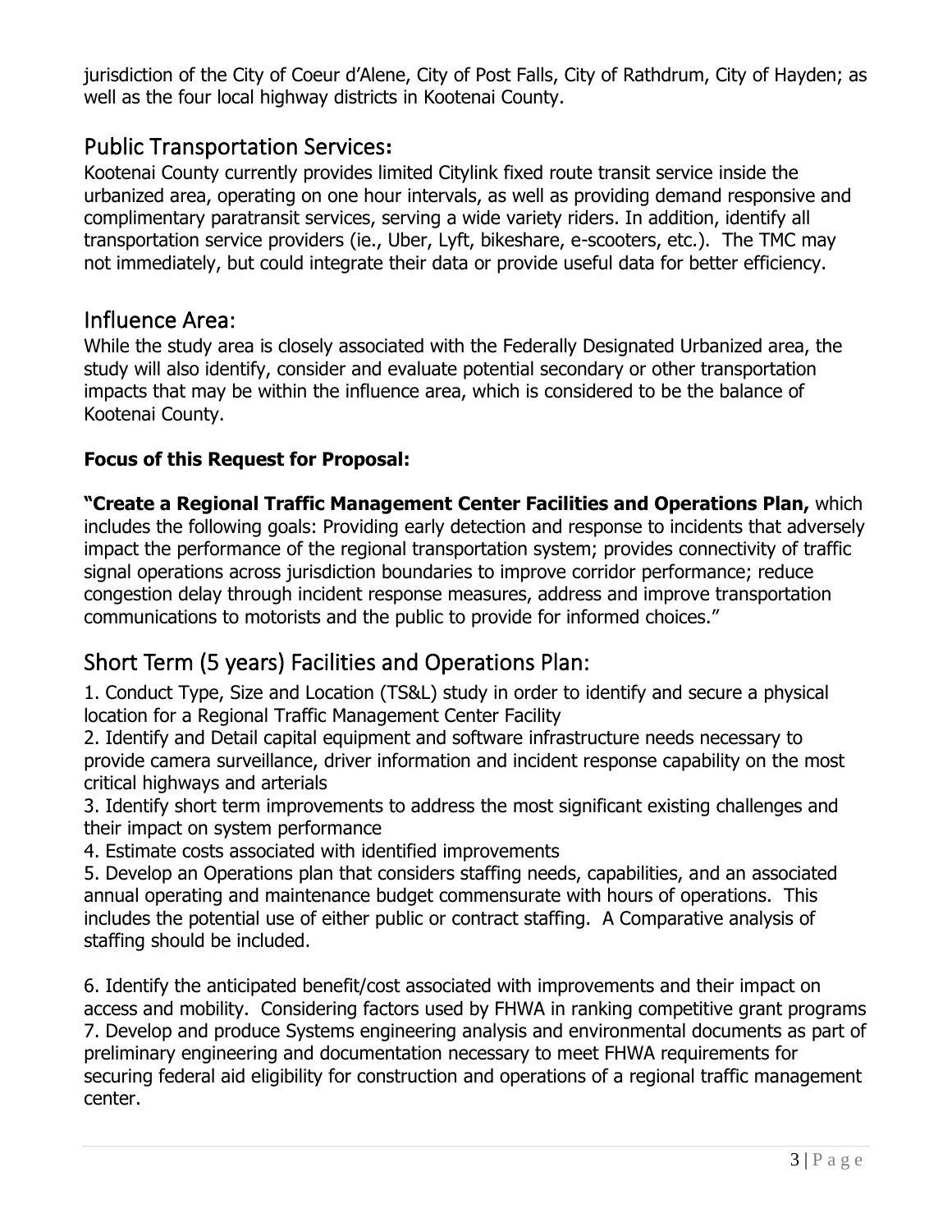jurisdiction of the City of Coeur d'Alene, City of Post Falls, City of Rathdrum, City of Hayden; as well as the four local highway districts in Kootenai County.

## Public Transportation Services:

Kootenai County currently provides limited Citylink fixed route transit service inside the urbanized area, operating on one hour intervals, as well as providing demand responsive and complimentary paratransit services, serving a wide variety riders. In addition, identify all transportation service providers (ie., Uber, Lyft, bikeshare, e-scooters, etc.). The TMC may not immediately, but could integrate their data or provide useful data for better efficiency.

## Influence Area:

While the study area is closely associated with the Federally Designated Urbanized area, the study will also identify, consider and evaluate potential secondary or other transportation impacts that may be within the influence area, which is considered to be the balance of Kootenai County.

**Focus of this Request for Proposal:**

**"Create a Regional Traffic Management Center Facilities and Operations Plan,** which includes the following goals: Providing early detection and response to incidents that adversely impact the performance of the regional transportation system; provides connectivity of traffic signal operations across jurisdiction boundaries to improve corridor performance; reduce congestion delay through incident response measures, address and improve transportation communications to motorists and the public to provide for informed choices."

## Short Term (5 years) Facilities and Operations Plan:

1. Conduct Type, Size and Location (TS&L) study in order to identify and secure a physical location for a Regional Traffic Management Center Facility
2. Identify and Detail capital equipment and software infrastructure needs necessary to provide camera surveillance, driver information and incident response capability on the most critical highways and arterials
3. Identify short term improvements to address the most significant existing challenges and their impact on system performance
4. Estimate costs associated with identified improvements
5. Develop an Operations plan that considers staffing needs, capabilities, and an associated annual operating and maintenance budget commensurate with hours of operations. This includes the potential use of either public or contract staffing. A Comparative analysis of staffing should be included.

6. Identify the anticipated benefit/cost associated with improvements and their impact on access and mobility. Considering factors used by FHWA in ranking competitive grant programs
7. Develop and produce Systems engineering analysis and environmental documents as part of preliminary engineering and documentation necessary to meet FHWA requirements for securing federal aid eligibility for construction and operations of a regional traffic management center.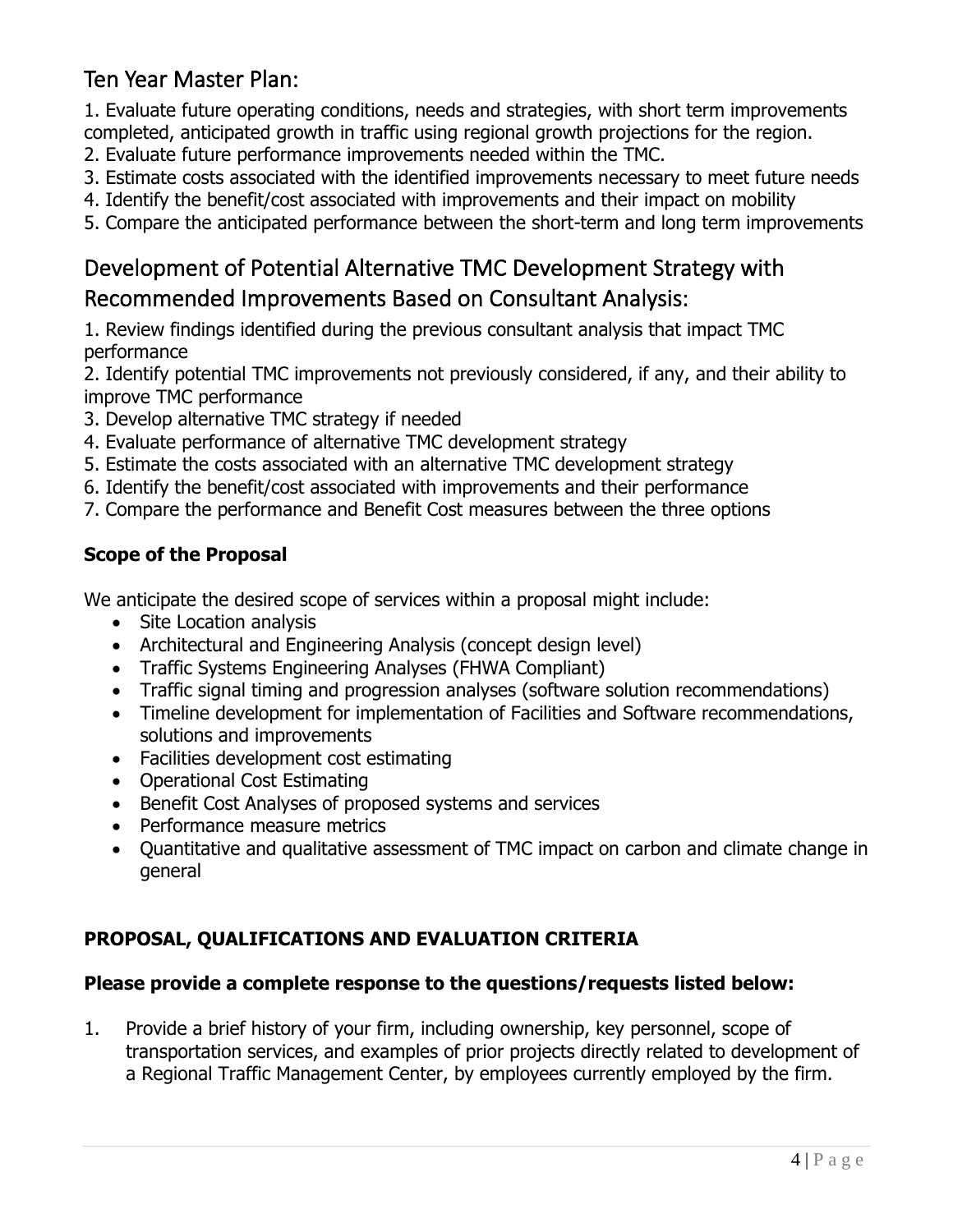## Ten Year Master Plan:

1. Evaluate future operating conditions, needs and strategies, with short term improvements completed, anticipated growth in traffic using regional growth projections for the region.
2. Evaluate future performance improvements needed within the TMC.
3. Estimate costs associated with the identified improvements necessary to meet future needs
4. Identify the benefit/cost associated with improvements and their impact on mobility
5. Compare the anticipated performance between the short-term and long term improvements

## Development of Potential Alternative TMC Development Strategy with Recommended Improvements Based on Consultant Analysis:

1. Review findings identified during the previous consultant analysis that impact TMC performance
2. Identify potential TMC improvements not previously considered, if any, and their ability to improve TMC performance
3. Develop alternative TMC strategy if needed
4. Evaluate performance of alternative TMC development strategy
5. Estimate the costs associated with an alternative TMC development strategy
6. Identify the benefit/cost associated with improvements and their performance
7. Compare the performance and Benefit Cost measures between the three options

### Scope of the Proposal

We anticipate the desired scope of services within a proposal might include:

- Site Location analysis
- Architectural and Engineering Analysis (concept design level)
- Traffic Systems Engineering Analyses (FHWA Compliant)
- Traffic signal timing and progression analyses (software solution recommendations)
- Timeline development for implementation of Facilities and Software recommendations, solutions and improvements
- Facilities development cost estimating
- Operational Cost Estimating
- Benefit Cost Analyses of proposed systems and services
- Performance measure metrics
- Quantitative and qualitative assessment of TMC impact on carbon and climate change in general

### PROPOSAL, QUALIFICATIONS AND EVALUATION CRITERIA

**Please provide a complete response to the questions/requests listed below:**

1. Provide a brief history of your firm, including ownership, key personnel, scope of transportation services, and examples of prior projects directly related to development of a Regional Traffic Management Center, by employees currently employed by the firm.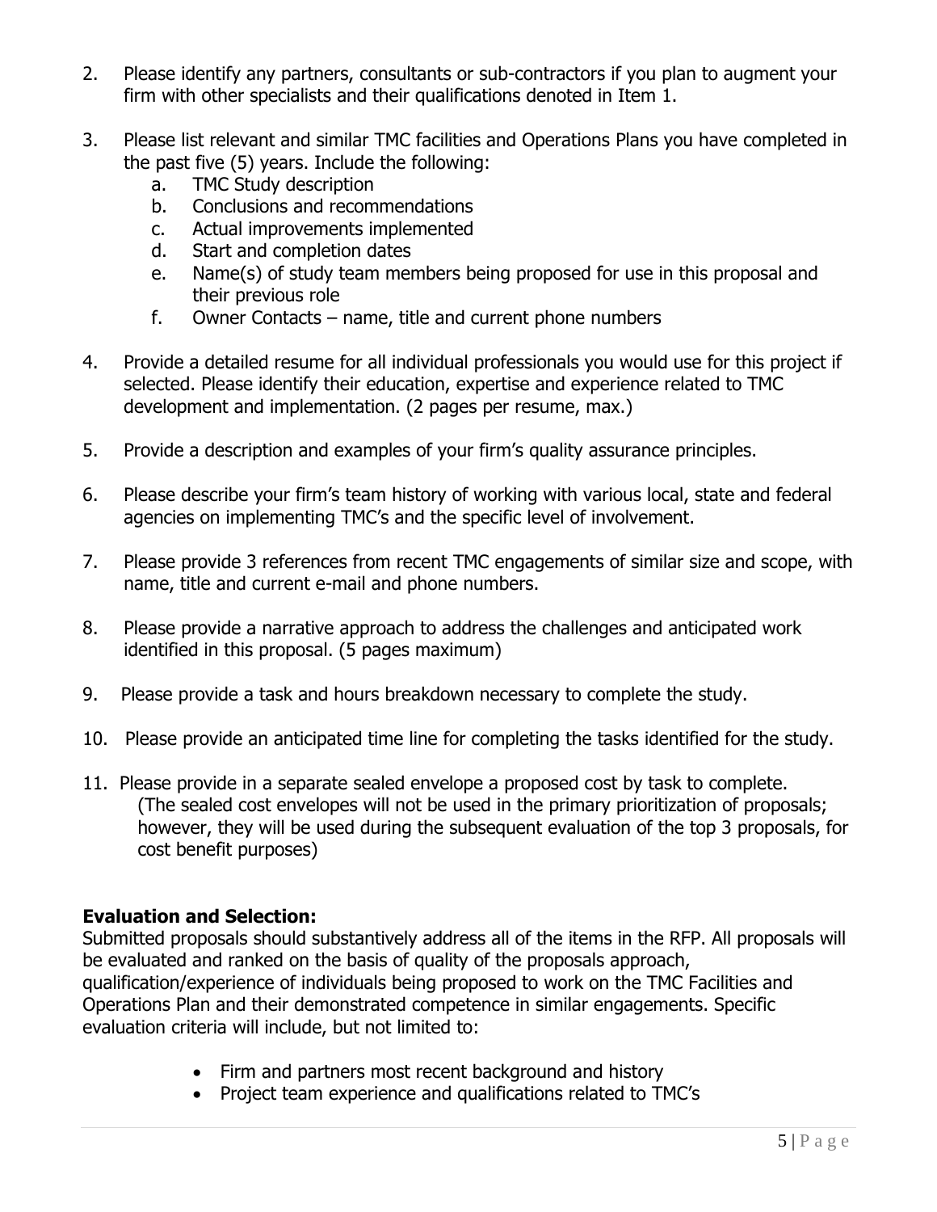2. Please identify any partners, consultants or sub-contractors if you plan to augment your firm with other specialists and their qualifications denoted in Item 1.

3. Please list relevant and similar TMC facilities and Operations Plans you have completed in the past five (5) years. Include the following:
   a. TMC Study description
   b. Conclusions and recommendations
   c. Actual improvements implemented
   d. Start and completion dates
   e. Name(s) of study team members being proposed for use in this proposal and their previous role
   f. Owner Contacts – name, title and current phone numbers

4. Provide a detailed resume for all individual professionals you would use for this project if selected. Please identify their education, expertise and experience related to TMC development and implementation. (2 pages per resume, max.)

5. Provide a description and examples of your firm's quality assurance principles.

6. Please describe your firm's team history of working with various local, state and federal agencies on implementing TMC's and the specific level of involvement.

7. Please provide 3 references from recent TMC engagements of similar size and scope, with name, title and current e-mail and phone numbers.

8. Please provide a narrative approach to address the challenges and anticipated work identified in this proposal. (5 pages maximum)

9. Please provide a task and hours breakdown necessary to complete the study.

10. Please provide an anticipated time line for completing the tasks identified for the study.

11. Please provide in a separate sealed envelope a proposed cost by task to complete. (The sealed cost envelopes will not be used in the primary prioritization of proposals; however, they will be used during the subsequent evaluation of the top 3 proposals, for cost benefit purposes)

**Evaluation and Selection:**

Submitted proposals should substantively address all of the items in the RFP. All proposals will be evaluated and ranked on the basis of quality of the proposals approach, qualification/experience of individuals being proposed to work on the TMC Facilities and Operations Plan and their demonstrated competence in similar engagements. Specific evaluation criteria will include, but not limited to:

- Firm and partners most recent background and history
- Project team experience and qualifications related to TMC's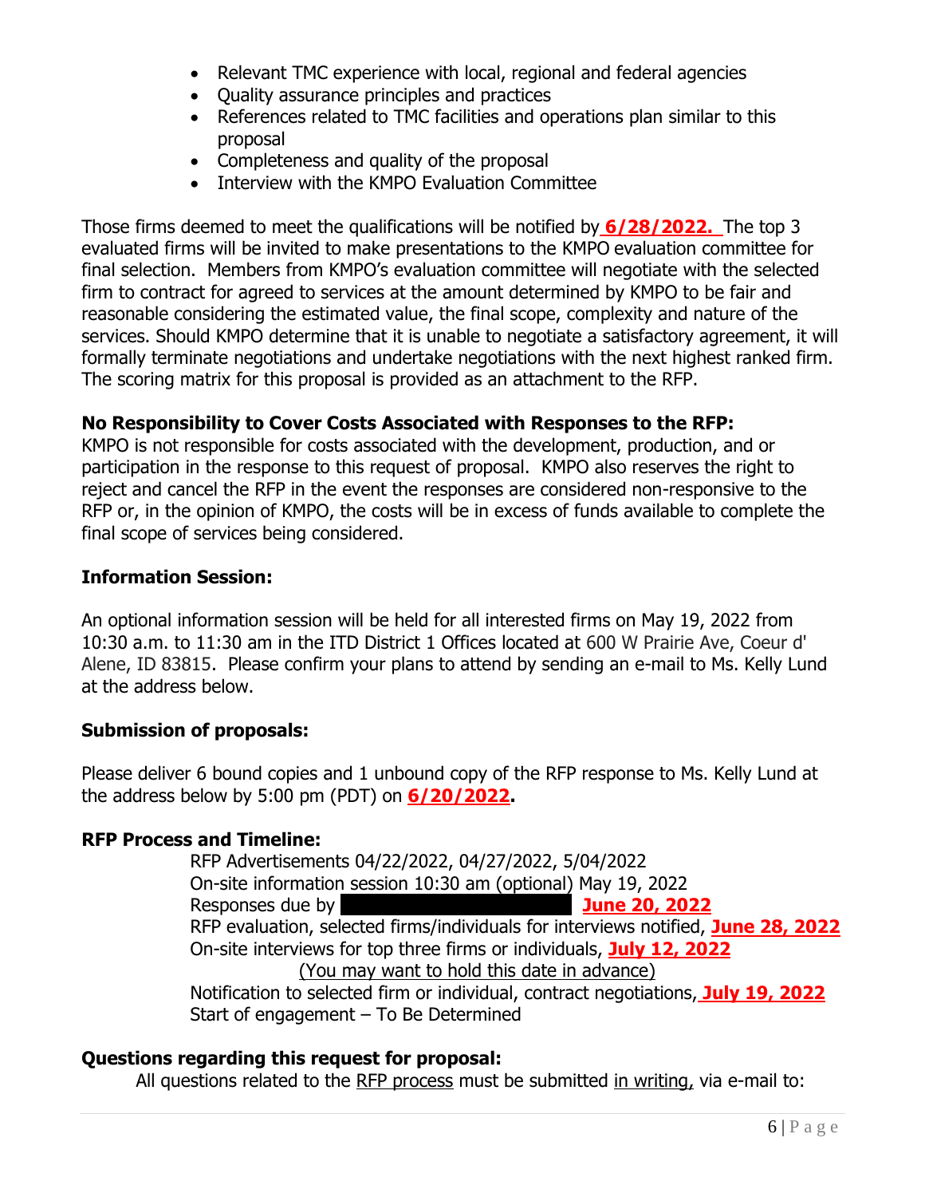- Relevant TMC experience with local, regional and federal agencies
- Quality assurance principles and practices
- References related to TMC facilities and operations plan similar to this proposal
- Completeness and quality of the proposal
- Interview with the KMPO Evaluation Committee

Those firms deemed to meet the qualifications will be notified by **6/28/2022.** The top 3 evaluated firms will be invited to make presentations to the KMPO evaluation committee for final selection. Members from KMPO's evaluation committee will negotiate with the selected firm to contract for agreed to services at the amount determined by KMPO to be fair and reasonable considering the estimated value, the final scope, complexity and nature of the services. Should KMPO determine that it is unable to negotiate a satisfactory agreement, it will formally terminate negotiations and undertake negotiations with the next highest ranked firm. The scoring matrix for this proposal is provided as an attachment to the RFP.

**No Responsibility to Cover Costs Associated with Responses to the RFP:**
KMPO is not responsible for costs associated with the development, production, and or participation in the response to this request of proposal. KMPO also reserves the right to reject and cancel the RFP in the event the responses are considered non-responsive to the RFP or, in the opinion of KMPO, the costs will be in excess of funds available to complete the final scope of services being considered.

**Information Session:**

An optional information session will be held for all interested firms on May 19, 2022 from 10:30 a.m. to 11:30 am in the ITD District 1 Offices located at 600 W Prairie Ave, Coeur d' Alene, ID 83815. Please confirm your plans to attend by sending an e-mail to Ms. Kelly Lund at the address below.

**Submission of proposals:**

Please deliver 6 bound copies and 1 unbound copy of the RFP response to Ms. Kelly Lund at the address below by 5:00 pm (PDT) on **6/20/2022.**

**RFP Process and Timeline:**

RFP Advertisements 04/22/2022, 04/27/2022, 5/04/2022
On-site information session 10:30 am (optional) May 19, 2022
Responses due by **June 20, 2022**
RFP evaluation, selected firms/individuals for interviews notified, **June 28, 2022**
On-site interviews for top three firms or individuals, **July 12, 2022**
(You may want to hold this date in advance)
Notification to selected firm or individual, contract negotiations, **July 19, 2022**
Start of engagement – To Be Determined

**Questions regarding this request for proposal:**
All questions related to the RFP process must be submitted in writing, via e-mail to: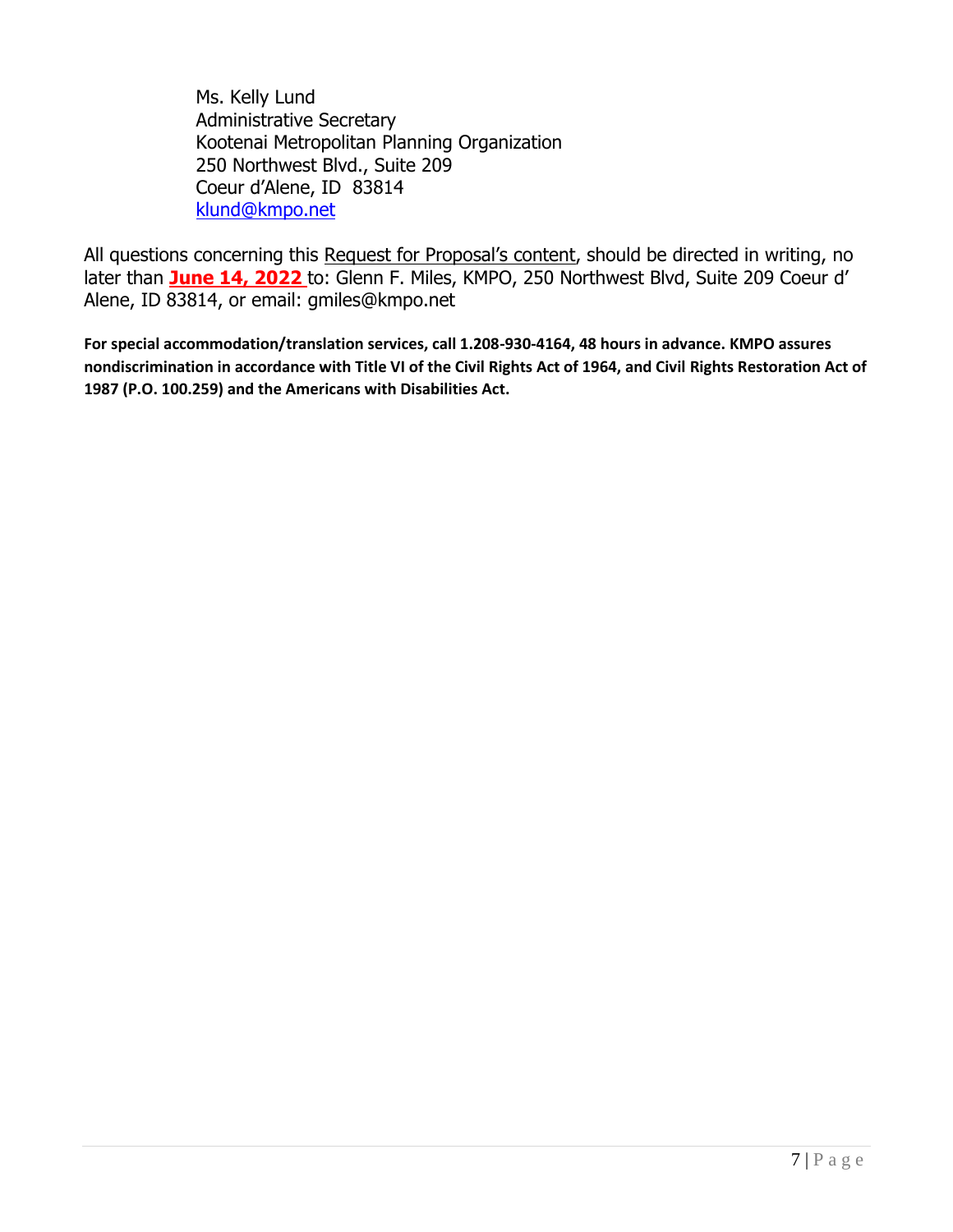Ms. Kelly Lund
Administrative Secretary
Kootenai Metropolitan Planning Organization
250 Northwest Blvd., Suite 209
Coeur d'Alene, ID 83814
klund@kmpo.net

All questions concerning this Request for Proposal's content, should be directed in writing, no later than **June 14, 2022** to: Glenn F. Miles, KMPO, 250 Northwest Blvd, Suite 209 Coeur d' Alene, ID 83814, or email: gmiles@kmpo.net

**For special accommodation/translation services, call 1.208-930-4164, 48 hours in advance. KMPO assures nondiscrimination in accordance with Title VI of the Civil Rights Act of 1964, and Civil Rights Restoration Act of 1987 (P.O. 100.259) and the Americans with Disabilities Act.**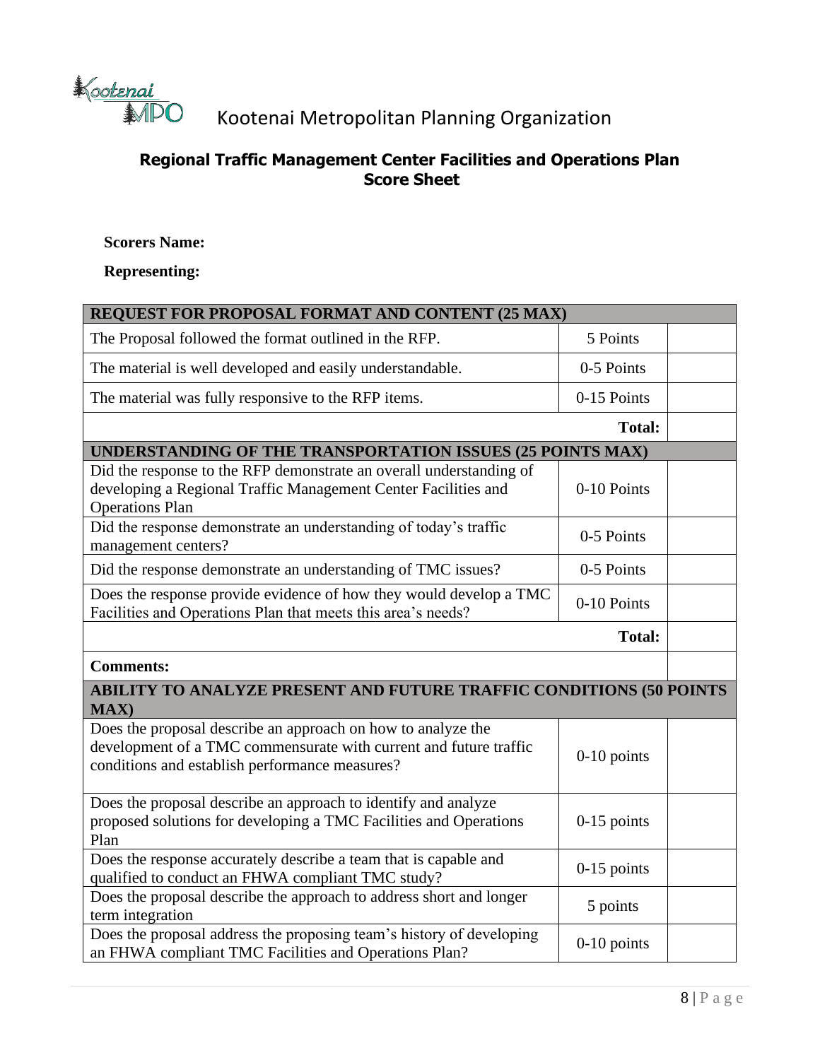Kootenai Metropolitan Planning Organization

## Regional Traffic Management Center Facilities and Operations Plan Score Sheet

**Scorers Name:**

**Representing:**

| REQUEST FOR PROPOSAL FORMAT AND CONTENT (25 MAX) | | |
|---|---|---|
| The Proposal followed the format outlined in the RFP. | 5 Points | |
| The material is well developed and easily understandable. | 0-5 Points | |
| The material was fully responsive to the RFP items. | 0-15 Points | |
| | **Total:** | |
| **UNDERSTANDING OF THE TRANSPORTATION ISSUES (25 POINTS MAX)** | | |
| Did the response to the RFP demonstrate an overall understanding of developing a Regional Traffic Management Center Facilities and Operations Plan | 0-10 Points | |
| Did the response demonstrate an understanding of today's traffic management centers? | 0-5 Points | |
| Did the response demonstrate an understanding of TMC issues? | 0-5 Points | |
| Does the response provide evidence of how they would develop a TMC Facilities and Operations Plan that meets this area's needs? | 0-10 Points | |
| | **Total:** | |
| **Comments:** | | |
| **ABILITY TO ANALYZE PRESENT AND FUTURE TRAFFIC CONDITIONS (50 POINTS MAX)** | | |
| Does the proposal describe an approach on how to analyze the development of a TMC commensurate with current and future traffic conditions and establish performance measures? | 0-10 points | |
| Does the proposal describe an approach to identify and analyze proposed solutions for developing a TMC Facilities and Operations Plan | 0-15 points | |
| Does the response accurately describe a team that is capable and qualified to conduct an FHWA compliant TMC study? | 0-15 points | |
| Does the proposal describe the approach to address short and longer term integration | 5 points | |
| Does the proposal address the proposing team's history of developing an FHWA compliant TMC Facilities and Operations Plan? | 0-10 points | |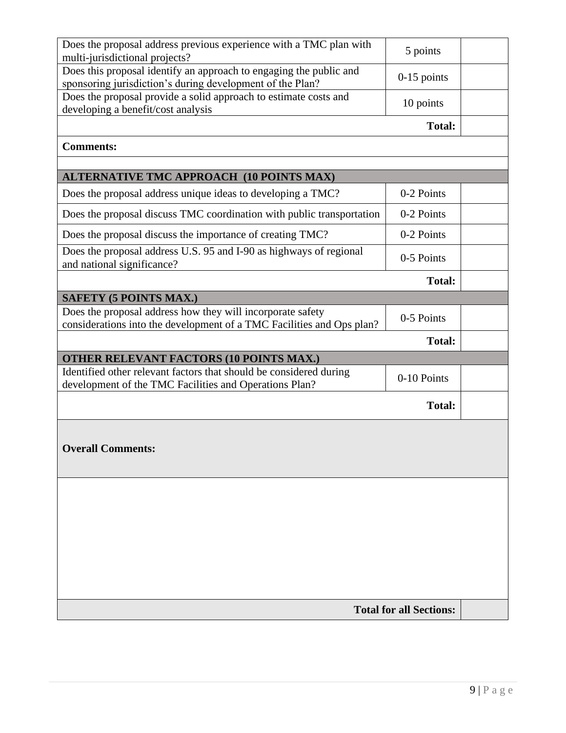| | | |
|---|---|---|
| Does the proposal address previous experience with a TMC plan with multi-jurisdictional projects? | 5 points | |
| Does this proposal identify an approach to engaging the public and sponsoring jurisdiction's during development of the Plan? | 0-15 points | |
| Does the proposal provide a solid approach to estimate costs and developing a benefit/cost analysis | 10 points | |
| | **Total:** | |
| **Comments:** | | |
| | | |
| **ALTERNATIVE TMC APPROACH (10 POINTS MAX)** | | |
| Does the proposal address unique ideas to developing a TMC? | 0-2 Points | |
| Does the proposal discuss TMC coordination with public transportation | 0-2 Points | |
| Does the proposal discuss the importance of creating TMC? | 0-2 Points | |
| Does the proposal address U.S. 95 and I-90 as highways of regional and national significance? | 0-5 Points | |
| | **Total:** | |
| **SAFETY (5 POINTS MAX.)** | | |
| Does the proposal address how they will incorporate safety considerations into the development of a TMC Facilities and Ops plan? | 0-5 Points | |
| | **Total:** | |
| **OTHER RELEVANT FACTORS (10 POINTS MAX.)** | | |
| Identified other relevant factors that should be considered during development of the TMC Facilities and Operations Plan? | 0-10 Points | |
| | **Total:** | |
| **Overall Comments:** | | |
| | | |
| | **Total for all Sections:** | |